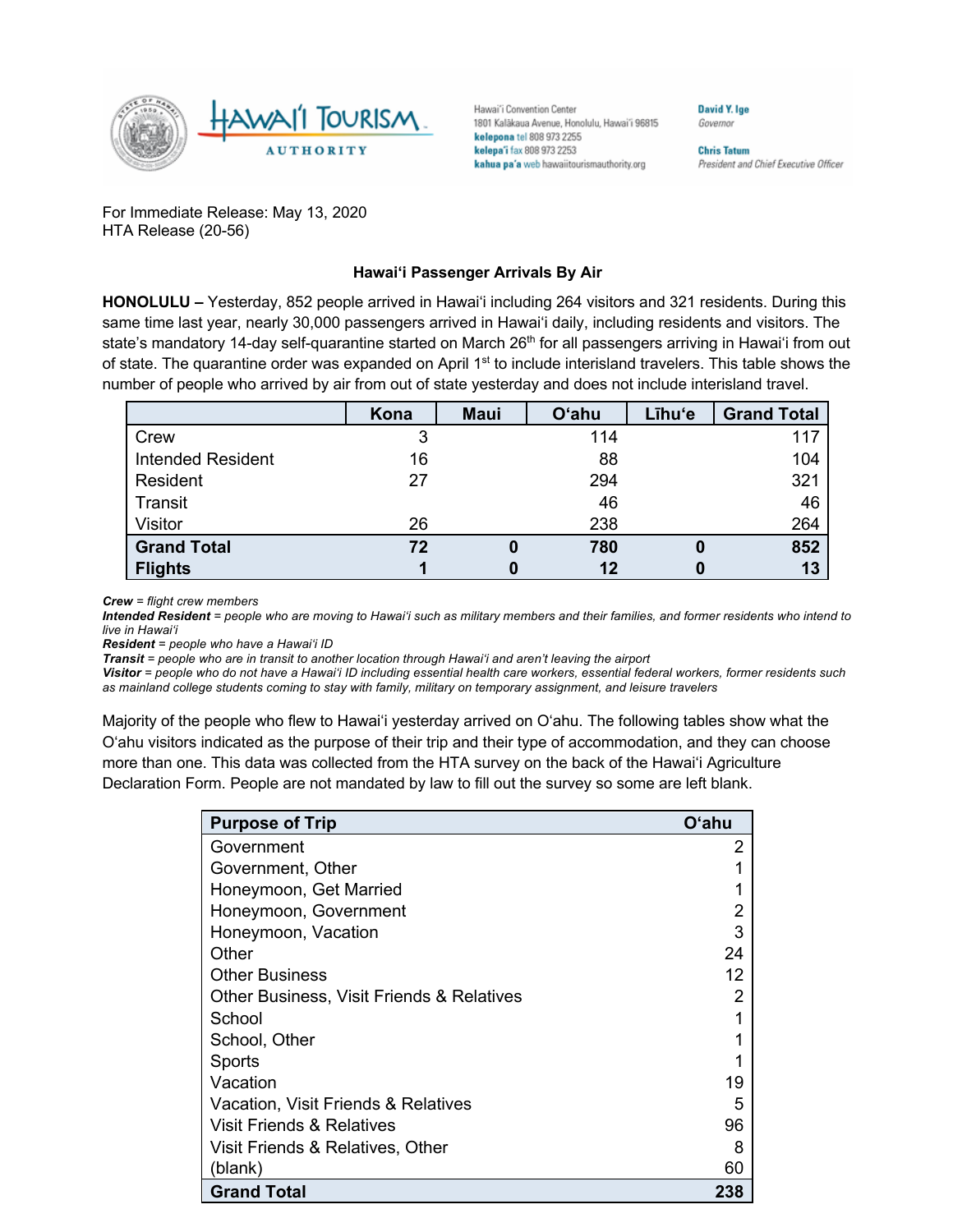Hawaiʻi Convention Center
1801 Kalākaua Avenue, Honolulu, Hawaiʻi 96815
**kelepona** tel 808 973 2255
**kelepaʻi** fax 808 973 2253
**kahua paʻa** web hawaiitourismauthority.org

**David Y. Ige**
*Governor*

**Chris Tatum**
*President and Chief Executive Officer*

For Immediate Release: May 13, 2020
HTA Release (20-56)

**Hawaiʻi Passenger Arrivals By Air**

**HONOLULU –** Yesterday, 852 people arrived in Hawaiʻi including 264 visitors and 321 residents. During this same time last year, nearly 30,000 passengers arrived in Hawaiʻi daily, including residents and visitors. The state's mandatory 14-day self-quarantine started on March 26th for all passengers arriving in Hawaiʻi from out of state. The quarantine order was expanded on April 1st to include interisland travelers. This table shows the number of people who arrived by air from out of state yesterday and does not include interisland travel.

| | Kona | Maui | Oʻahu | Līhuʻe | Grand Total |
|---|---|---|---|---|---|
| Crew | 3 | | 114 | | 117 |
| Intended Resident | 16 | | 88 | | 104 |
| Resident | 27 | | 294 | | 321 |
| Transit | | | 46 | | 46 |
| Visitor | 26 | | 238 | | 264 |
| **Grand Total** | **72** | **0** | **780** | **0** | **852** |
| **Flights** | **1** | **0** | **12** | **0** | **13** |

***Crew*** *= flight crew members*
***Intended Resident*** *= people who are moving to Hawaiʻi such as military members and their families, and former residents who intend to live in Hawaiʻi*
***Resident*** *= people who have a Hawaiʻi ID*
***Transit*** *= people who are in transit to another location through Hawaiʻi and aren't leaving the airport*
***Visitor*** *= people who do not have a Hawaiʻi ID including essential health care workers, essential federal workers, former residents such as mainland college students coming to stay with family, military on temporary assignment, and leisure travelers*

Majority of the people who flew to Hawaiʻi yesterday arrived on Oʻahu. The following tables show what the Oʻahu visitors indicated as the purpose of their trip and their type of accommodation, and they can choose more than one. This data was collected from the HTA survey on the back of the Hawaiʻi Agriculture Declaration Form. People are not mandated by law to fill out the survey so some are left blank.

| Purpose of Trip | Oʻahu |
|---|---|
| Government | 2 |
| Government, Other | 1 |
| Honeymoon, Get Married | 1 |
| Honeymoon, Government | 2 |
| Honeymoon, Vacation | 3 |
| Other | 24 |
| Other Business | 12 |
| Other Business, Visit Friends & Relatives | 2 |
| School | 1 |
| School, Other | 1 |
| Sports | 1 |
| Vacation | 19 |
| Vacation, Visit Friends & Relatives | 5 |
| Visit Friends & Relatives | 96 |
| Visit Friends & Relatives, Other | 8 |
| (blank) | 60 |
| **Grand Total** | **238** |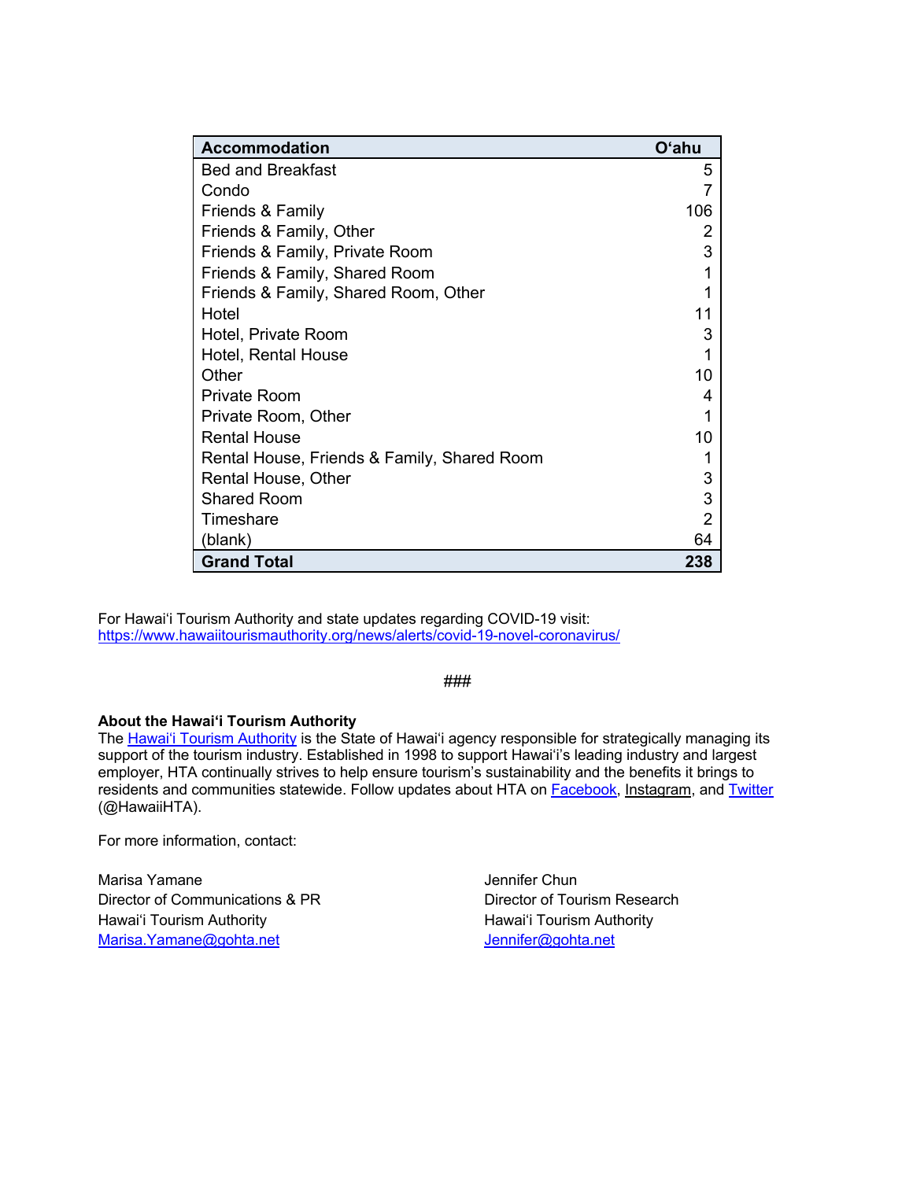| Accommodation | O‘ahu |
|---|---|
| Bed and Breakfast | 5 |
| Condo | 7 |
| Friends & Family | 106 |
| Friends & Family, Other | 2 |
| Friends & Family, Private Room | 3 |
| Friends & Family, Shared Room | 1 |
| Friends & Family, Shared Room, Other | 1 |
| Hotel | 11 |
| Hotel, Private Room | 3 |
| Hotel, Rental House | 1 |
| Other | 10 |
| Private Room | 4 |
| Private Room, Other | 1 |
| Rental House | 10 |
| Rental House, Friends & Family, Shared Room | 1 |
| Rental House, Other | 3 |
| Shared Room | 3 |
| Timeshare | 2 |
| (blank) | 64 |
| **Grand Total** | **238** |

For Hawai‘i Tourism Authority and state updates regarding COVID-19 visit:
https://www.hawaiitourismauthority.org/news/alerts/covid-19-novel-coronavirus/

###

**About the Hawai‘i Tourism Authority**
The Hawai‘i Tourism Authority is the State of Hawai‘i agency responsible for strategically managing its support of the tourism industry. Established in 1998 to support Hawai‘i’s leading industry and largest employer, HTA continually strives to help ensure tourism’s sustainability and the benefits it brings to residents and communities statewide. Follow updates about HTA on Facebook, Instagram, and Twitter (@HawaiiHTA).

For more information, contact:

Marisa Yamane
Director of Communications & PR
Hawai‘i Tourism Authority
Marisa.Yamane@gohta.net

Jennifer Chun
Director of Tourism Research
Hawai‘i Tourism Authority
Jennifer@gohta.net